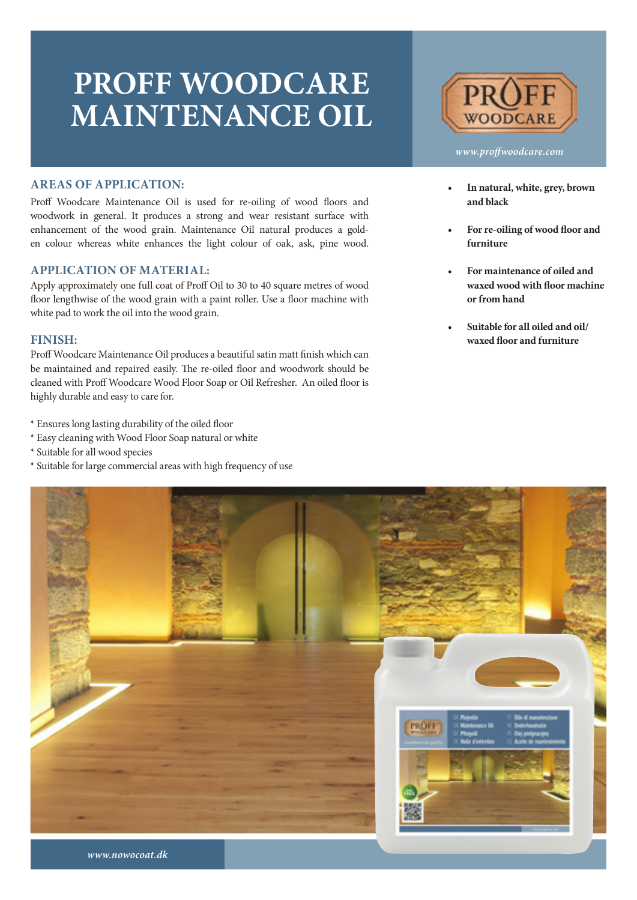# PROFF WOODCARE MAINTENANCE OIL

*www.proffwoodcare.com*

## AREAS OF APPLICATION:

Proff Woodcare Maintenance Oil is used for re-oiling of wood floors and woodwork in general. It produces a strong and wear resistant surface with enhancement of the wood grain. Maintenance Oil natural produces a golden colour whereas white enhances the light colour of oak, ask, pine wood.

## APPLICATION OF MATERIAL:

Apply approximately one full coat of Proff Oil to 30 to 40 square metres of wood floor lengthwise of the wood grain with a paint roller. Use a floor machine with white pad to work the oil into the wood grain.

## FINISH:

Proff Woodcare Maintenance Oil produces a beautiful satin matt finish which can be maintained and repaired easily. The re-oiled floor and woodwork should be cleaned with Proff Woodcare Wood Floor Soap or Oil Refresher. An oiled floor is highly durable and easy to care for.

* Ensures long lasting durability of the oiled floor
* Easy cleaning with Wood Floor Soap natural or white
* Suitable for all wood species
* Suitable for large commercial areas with high frequency of use

- **In natural, white, grey, brown and black**
- **For re-oiling of wood floor and furniture**
- **For maintenance of oiled and waxed wood with floor machine or from hand**
- **Suitable for all oiled and oil/waxed floor and furniture**

*www.nowocoat.dk*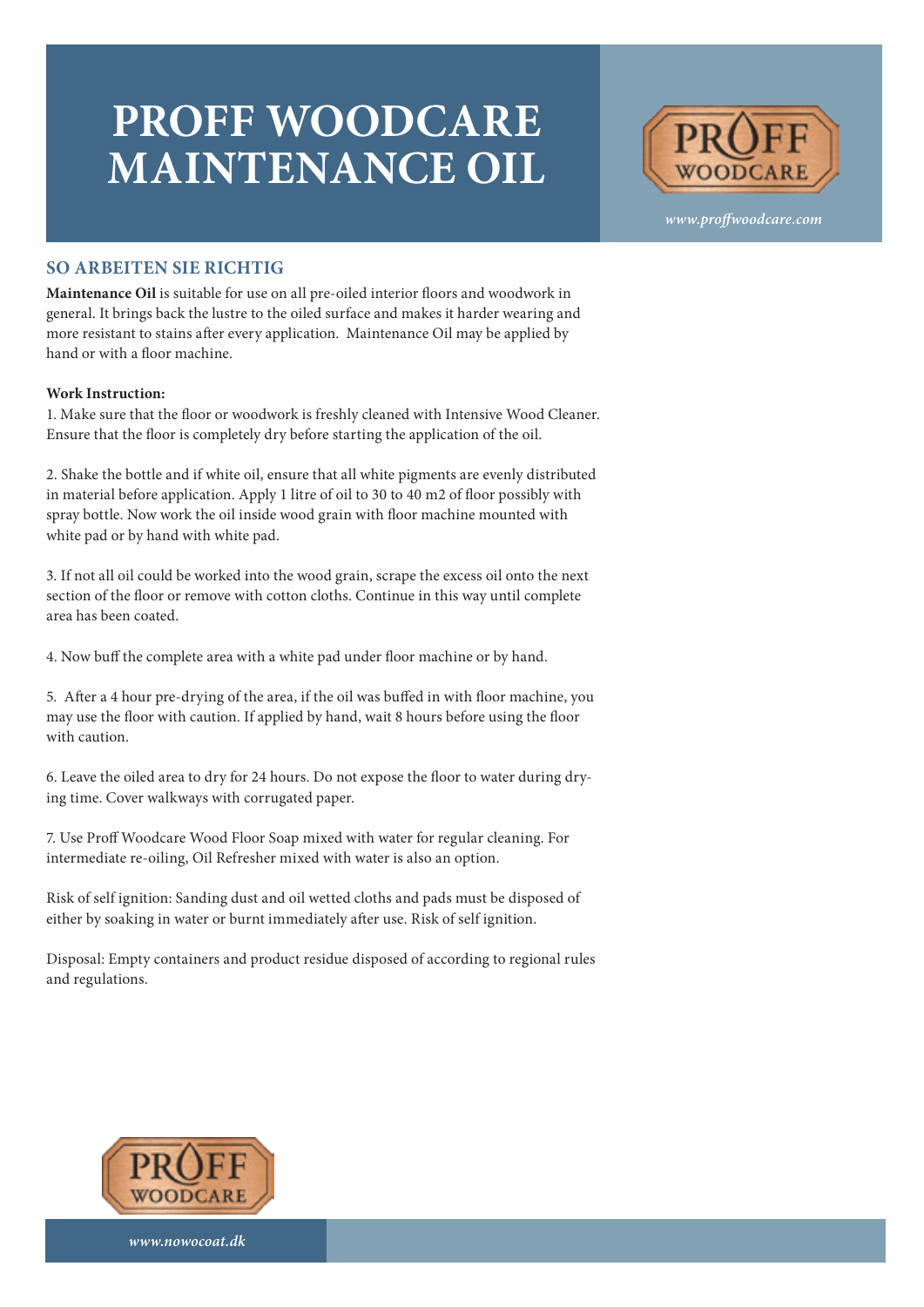# PROFF WOODCARE MAINTENANCE OIL

*www.proffwoodcare.com*

## SO ARBEITEN SIE RICHTIG

**Maintenance Oil** is suitable for use on all pre-oiled interior floors and woodwork in general. It brings back the lustre to the oiled surface and makes it harder wearing and more resistant to stains after every application. Maintenance Oil may be applied by hand or with a floor machine.

**Work Instruction:**

1. Make sure that the floor or woodwork is freshly cleaned with Intensive Wood Cleaner. Ensure that the floor is completely dry before starting the application of the oil.

2. Shake the bottle and if white oil, ensure that all white pigments are evenly distributed in material before application. Apply 1 litre of oil to 30 to 40 m2 of floor possibly with spray bottle. Now work the oil inside wood grain with floor machine mounted with white pad or by hand with white pad.

3. If not all oil could be worked into the wood grain, scrape the excess oil onto the next section of the floor or remove with cotton cloths. Continue in this way until complete area has been coated.

4. Now buff the complete area with a white pad under floor machine or by hand.

5. After a 4 hour pre-drying of the area, if the oil was buffed in with floor machine, you may use the floor with caution. If applied by hand, wait 8 hours before using the floor with caution.

6. Leave the oiled area to dry for 24 hours. Do not expose the floor to water during drying time. Cover walkways with corrugated paper.

7. Use Proff Woodcare Wood Floor Soap mixed with water for regular cleaning. For intermediate re-oiling, Oil Refresher mixed with water is also an option.

Risk of self ignition: Sanding dust and oil wetted cloths and pads must be disposed of either by soaking in water or burnt immediately after use. Risk of self ignition.

Disposal: Empty containers and product residue disposed of according to regional rules and regulations.

*www.nowocoat.dk*